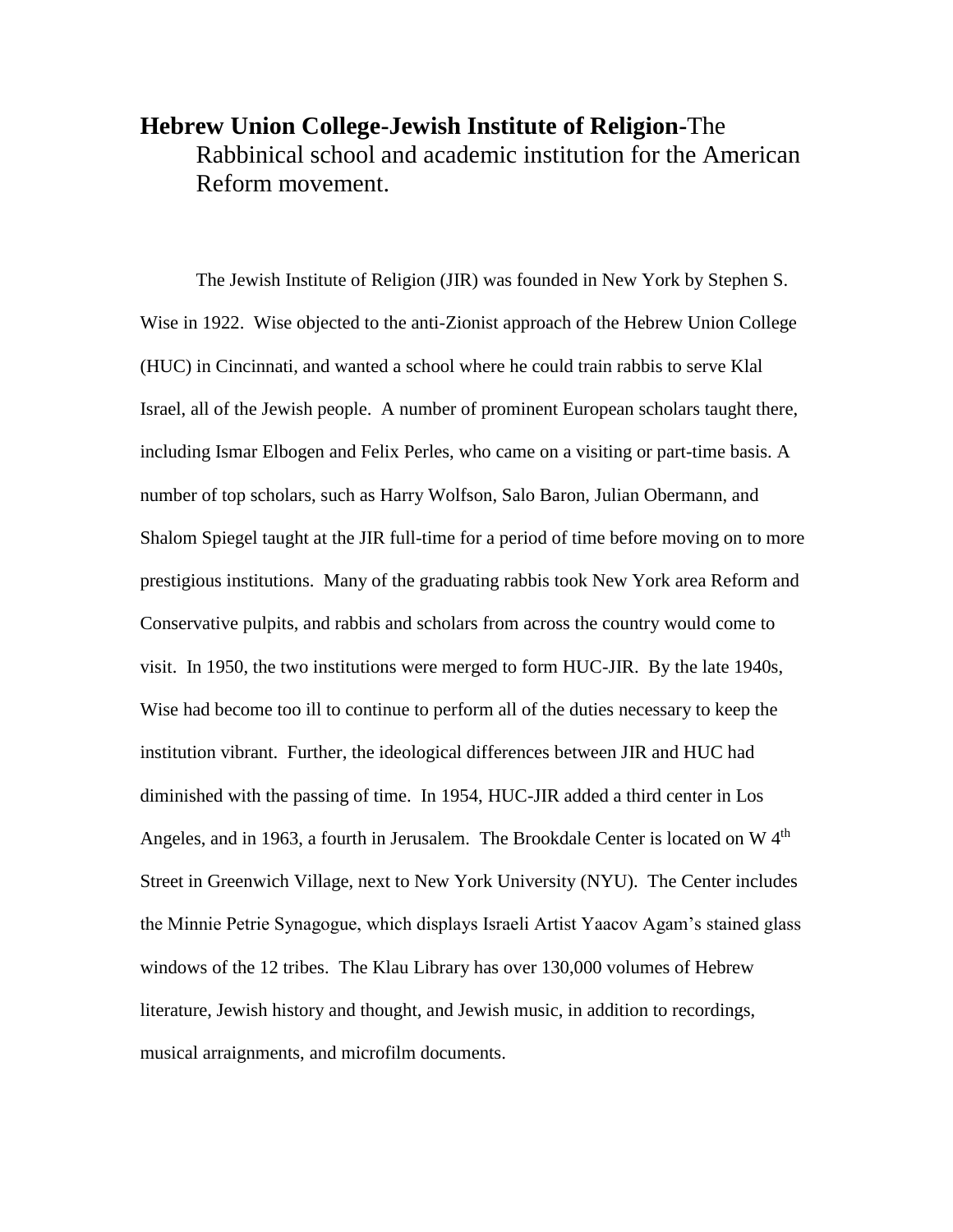**Hebrew Union College-Jewish Institute of Religion-**The Rabbinical school and academic institution for the American Reform movement.

The Jewish Institute of Religion (JIR) was founded in New York by Stephen S. Wise in 1922. Wise objected to the anti-Zionist approach of the Hebrew Union College (HUC) in Cincinnati, and wanted a school where he could train rabbis to serve Klal Israel, all of the Jewish people. A number of prominent European scholars taught there, including Ismar Elbogen and Felix Perles, who came on a visiting or part-time basis. A number of top scholars, such as Harry Wolfson, Salo Baron, Julian Obermann, and Shalom Spiegel taught at the JIR full-time for a period of time before moving on to more prestigious institutions. Many of the graduating rabbis took New York area Reform and Conservative pulpits, and rabbis and scholars from across the country would come to visit. In 1950, the two institutions were merged to form HUC-JIR. By the late 1940s, Wise had become too ill to continue to perform all of the duties necessary to keep the institution vibrant. Further, the ideological differences between JIR and HUC had diminished with the passing of time. In 1954, HUC-JIR added a third center in Los Angeles, and in 1963, a fourth in Jerusalem. The Brookdale Center is located on W 4th Street in Greenwich Village, next to New York University (NYU). The Center includes the Minnie Petrie Synagogue, which displays Israeli Artist Yaacov Agam's stained glass windows of the 12 tribes. The Klau Library has over 130,000 volumes of Hebrew literature, Jewish history and thought, and Jewish music, in addition to recordings, musical arraignments, and microfilm documents.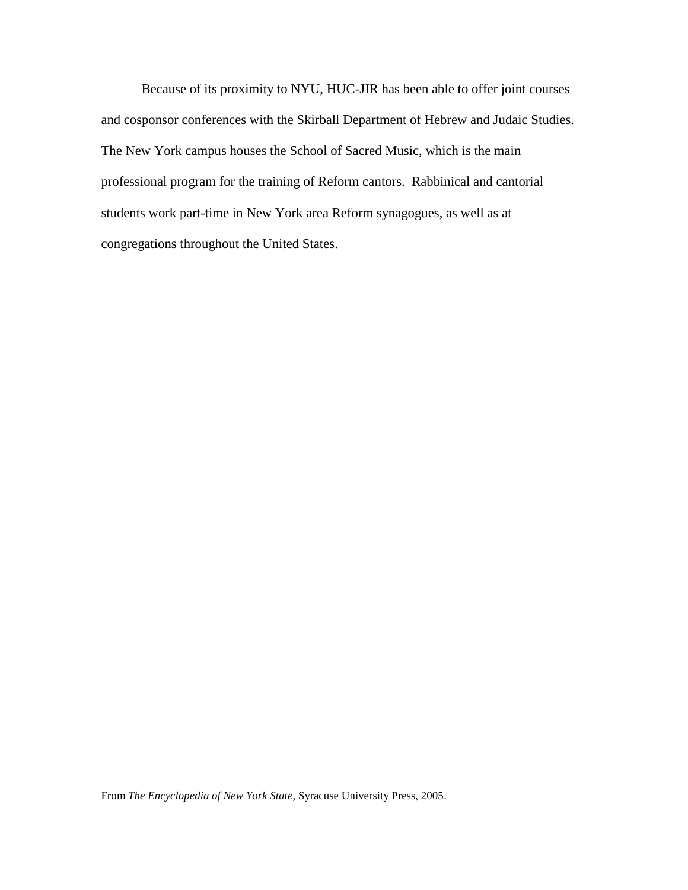Because of its proximity to NYU, HUC-JIR has been able to offer joint courses and cosponsor conferences with the Skirball Department of Hebrew and Judaic Studies. The New York campus houses the School of Sacred Music, which is the main professional program for the training of Reform cantors. Rabbinical and cantorial students work part-time in New York area Reform synagogues, as well as at congregations throughout the United States.

From *The Encyclopedia of New York State*, Syracuse University Press, 2005.